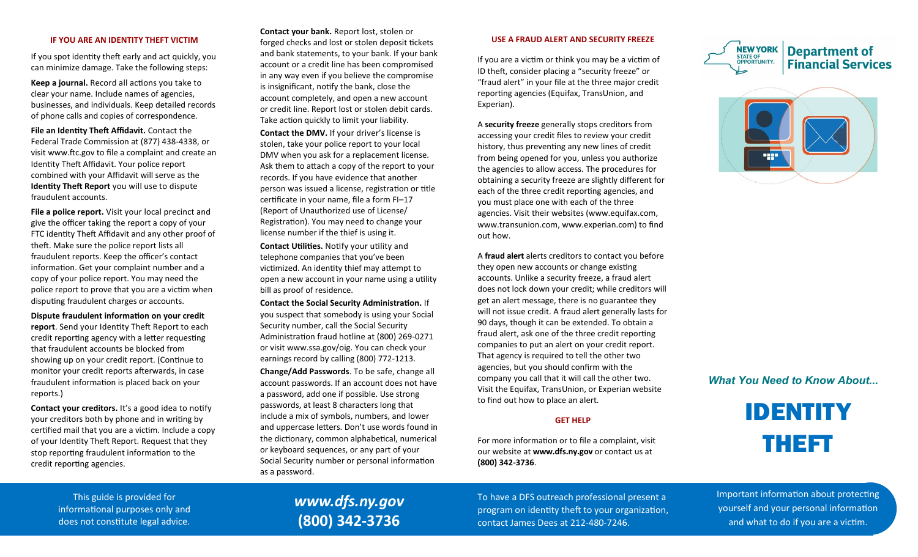## IF YOU ARE AN IDENTITY THEFT VICTIM

If you spot identity theft early and act quickly, you can minimize damage. Take the following steps:

**Keep a journal.** Record all actions you take to clear your name. Include names of agencies, businesses, and individuals. Keep detailed records of phone calls and copies of correspondence.

**File an Identity Theft Affidavit.** Contact the Federal Trade Commission at (877) 438-4338, or visit www.ftc.gov to file a complaint and create an Identity Theft Affidavit. Your police report combined with your Affidavit will serve as the **Identity Theft Report** you will use to dispute fraudulent accounts.

**File a police report.** Visit your local precinct and give the officer taking the report a copy of your FTC identity Theft Affidavit and any other proof of theft. Make sure the police report lists all fraudulent reports. Keep the officer's contact information. Get your complaint number and a copy of your police report. You may need the police report to prove that you are a victim when disputing fraudulent charges or accounts.

**Dispute fraudulent information on your credit report**. Send your Identity Theft Report to each credit reporting agency with a letter requesting that fraudulent accounts be blocked from showing up on your credit report. (Continue to monitor your credit reports afterwards, in case fraudulent information is placed back on your reports.)

**Contact your creditors.** It's a good idea to notify your creditors both by phone and in writing by certified mail that you are a victim. Include a copy of your Identity Theft Report. Request that they stop reporting fraudulent information to the credit reporting agencies.

**Contact your bank.** Report lost, stolen or forged checks and lost or stolen deposit tickets and bank statements, to your bank. If your bank account or a credit line has been compromised in any way even if you believe the compromise is insignificant, notify the bank, close the account completely, and open a new account or credit line. Report lost or stolen debit cards. Take action quickly to limit your liability.

**Contact the DMV.** If your driver's license is stolen, take your police report to your local DMV when you ask for a replacement license. Ask them to attach a copy of the report to your license. If you have evidence that another person was issued a license, registration or title certificate in your name, file a form FI–17 (Report of Unauthorized use of License/Registration). You may need to change your license number if the thief is using it.

**Contact Utilities.** Notify your utility and telephone companies that you've been victimized. An identity thief may attempt to open a new account in your name using a utility bill as proof of residence.

**Contact the Social Security Administration.** If you suspect that somebody is using your Social Security number, call the Social Security Administration fraud hotline at (800) 269-0271 or visit www.ssa.gov/oig. You can check your earnings record by calling (800) 772-1213.

**Change/Add Passwords**. To be safe, change all account passwords. If an account does not have a password, add one if possible. Use strong passwords, at least 8 characters long that include a mix of symbols, numbers, and lower and uppercase letters. Don't use words found in the dictionary, common alphabetical, numerical or keyboard sequences, or any part of your Social Security number or personal information as a password.

## USE A FRAUD ALERT AND SECURITY FREEZE

If you are a victim or think you may be a victim of ID theft, consider placing a "security freeze" or "fraud alert" in your file at the three major credit reporting agencies (Equifax, TransUnion, and Experian).

A **security freeze** generally stops creditors from accessing your credit files to review your credit history, thus preventing any new lines of credit from being opened for you, unless you authorize the agencies to allow access. The procedures for obtaining a security freeze are slightly different for each of the three credit reporting agencies, and you must place one with each of the three agencies. Visit their websites (www.equifax.com, www.transunion.com, www.experian.com) to find out how.

A **fraud alert** alerts creditors to contact you before they open new accounts or change existing accounts. Unlike a security freeze, a fraud alert does not lock down your credit; while creditors will get an alert message, there is no guarantee they will not issue credit. A fraud alert generally lasts for 90 days, though it can be extended. To obtain a fraud alert, ask one of the three credit reporting companies to put an alert on your credit report. That agency is required to tell the other two agencies, but you should confirm with the company you call that it will call the other two. Visit the Equifax, TransUnion, or Experian website to find out how to place an alert.

## GET HELP

For more information or to file a complaint, visit our website at **www.dfs.ny.gov** or contact us at **(800) 342-3736**.

NEW YORK STATE OF OPPORTUNITY. Department of Financial Services

*What You Need to Know About...*

# IDENTITY THEFT

Important information about protecting yourself and your personal information and what to do if you are a victim.

This guide is provided for informational purposes only and does not constitute legal advice.

***www.dfs.ny.gov***
**(800) 342-3736**

To have a DFS outreach professional present a program on identity theft to your organization, contact James Dees at 212-480-7246.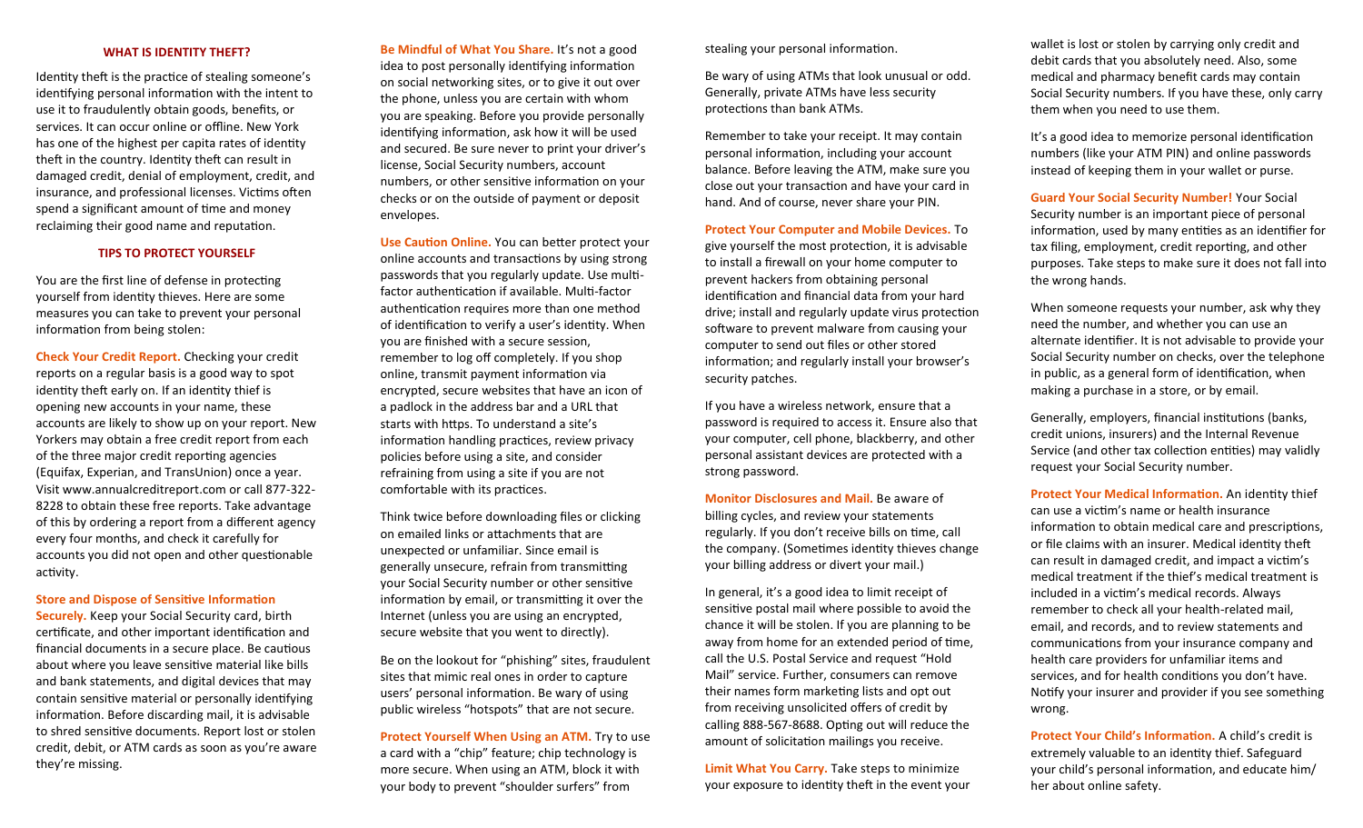## WHAT IS IDENTITY THEFT?

Identity theft is the practice of stealing someone's identifying personal information with the intent to use it to fraudulently obtain goods, benefits, or services. It can occur online or offline. New York has one of the highest per capita rates of identity theft in the country. Identity theft can result in damaged credit, denial of employment, credit, and insurance, and professional licenses. Victims often spend a significant amount of time and money reclaiming their good name and reputation.

## TIPS TO PROTECT YOURSELF

You are the first line of defense in protecting yourself from identity thieves. Here are some measures you can take to prevent your personal information from being stolen:

**Check Your Credit Report.** Checking your credit reports on a regular basis is a good way to spot identity theft early on. If an identity thief is opening new accounts in your name, these accounts are likely to show up on your report. New Yorkers may obtain a free credit report from each of the three major credit reporting agencies (Equifax, Experian, and TransUnion) once a year. Visit www.annualcreditreport.com or call 877-322-8228 to obtain these free reports. Take advantage of this by ordering a report from a different agency every four months, and check it carefully for accounts you did not open and other questionable activity.

**Store and Dispose of Sensitive Information Securely.** Keep your Social Security card, birth certificate, and other important identification and financial documents in a secure place. Be cautious about where you leave sensitive material like bills and bank statements, and digital devices that may contain sensitive material or personally identifying information. Before discarding mail, it is advisable to shred sensitive documents. Report lost or stolen credit, debit, or ATM cards as soon as you're aware they're missing.

**Be Mindful of What You Share.** It's not a good idea to post personally identifying information on social networking sites, or to give it out over the phone, unless you are certain with whom you are speaking. Before you provide personally identifying information, ask how it will be used and secured. Be sure never to print your driver's license, Social Security numbers, account numbers, or other sensitive information on your checks or on the outside of payment or deposit envelopes.

**Use Caution Online.** You can better protect your online accounts and transactions by using strong passwords that you regularly update. Use multi-factor authentication if available. Multi-factor authentication requires more than one method of identification to verify a user's identity. When you are finished with a secure session, remember to log off completely. If you shop online, transmit payment information via encrypted, secure websites that have an icon of a padlock in the address bar and a URL that starts with https. To understand a site's information handling practices, review privacy policies before using a site, and consider refraining from using a site if you are not comfortable with its practices.

Think twice before downloading files or clicking on emailed links or attachments that are unexpected or unfamiliar. Since email is generally unsecure, refrain from transmitting your Social Security number or other sensitive information by email, or transmitting it over the Internet (unless you are using an encrypted, secure website that you went to directly).

Be on the lookout for "phishing" sites, fraudulent sites that mimic real ones in order to capture users' personal information. Be wary of using public wireless "hotspots" that are not secure.

**Protect Yourself When Using an ATM.** Try to use a card with a "chip" feature; chip technology is more secure. When using an ATM, block it with your body to prevent "shoulder surfers" from stealing your personal information.

Be wary of using ATMs that look unusual or odd. Generally, private ATMs have less security protections than bank ATMs.

Remember to take your receipt. It may contain personal information, including your account balance. Before leaving the ATM, make sure you close out your transaction and have your card in hand. And of course, never share your PIN.

**Protect Your Computer and Mobile Devices.** To give yourself the most protection, it is advisable to install a firewall on your home computer to prevent hackers from obtaining personal identification and financial data from your hard drive; install and regularly update virus protection software to prevent malware from causing your computer to send out files or other stored information; and regularly install your browser's security patches.

If you have a wireless network, ensure that a password is required to access it. Ensure also that your computer, cell phone, blackberry, and other personal assistant devices are protected with a strong password.

**Monitor Disclosures and Mail.** Be aware of billing cycles, and review your statements regularly. If you don't receive bills on time, call the company. (Sometimes identity thieves change your billing address or divert your mail.)

In general, it's a good idea to limit receipt of sensitive postal mail where possible to avoid the chance it will be stolen. If you are planning to be away from home for an extended period of time, call the U.S. Postal Service and request "Hold Mail" service. Further, consumers can remove their names form marketing lists and opt out from receiving unsolicited offers of credit by calling 888-567-8688. Opting out will reduce the amount of solicitation mailings you receive.

**Limit What You Carry.** Take steps to minimize your exposure to identity theft in the event your wallet is lost or stolen by carrying only credit and debit cards that you absolutely need. Also, some medical and pharmacy benefit cards may contain Social Security numbers. If you have these, only carry them when you need to use them.

It's a good idea to memorize personal identification numbers (like your ATM PIN) and online passwords instead of keeping them in your wallet or purse.

**Guard Your Social Security Number!** Your Social Security number is an important piece of personal information, used by many entities as an identifier for tax filing, employment, credit reporting, and other purposes. Take steps to make sure it does not fall into the wrong hands.

When someone requests your number, ask why they need the number, and whether you can use an alternate identifier. It is not advisable to provide your Social Security number on checks, over the telephone in public, as a general form of identification, when making a purchase in a store, or by email.

Generally, employers, financial institutions (banks, credit unions, insurers) and the Internal Revenue Service (and other tax collection entities) may validly request your Social Security number.

**Protect Your Medical Information.** An identity thief can use a victim's name or health insurance information to obtain medical care and prescriptions, or file claims with an insurer. Medical identity theft can result in damaged credit, and impact a victim's medical treatment if the thief's medical treatment is included in a victim's medical records. Always remember to check all your health-related mail, email, and records, and to review statements and communications from your insurance company and health care providers for unfamiliar items and services, and for health conditions you don't have. Notify your insurer and provider if you see something wrong.

**Protect Your Child's Information.** A child's credit is extremely valuable to an identity thief. Safeguard your child's personal information, and educate him/her about online safety.